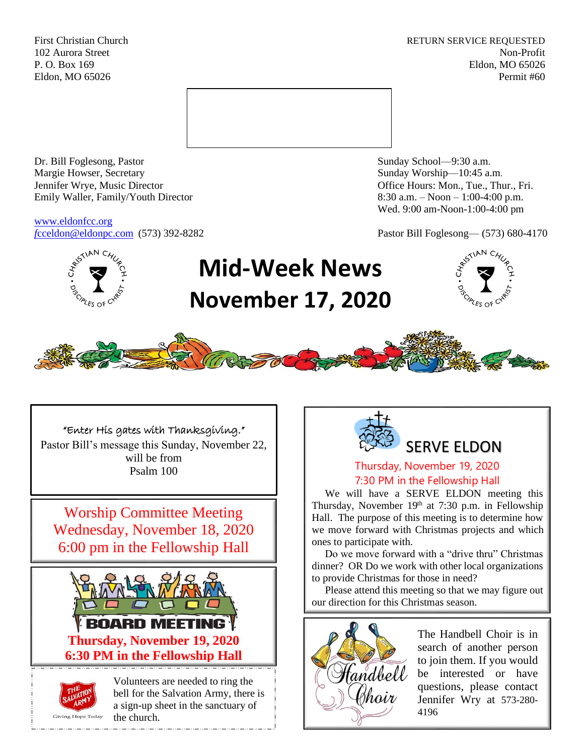First Christian Church
102 Aurora Street
P. O. Box 169
Eldon, MO 65026

RETURN SERVICE REQUESTED
Non-Profit
Eldon, MO 65026
Permit #60

Dr. Bill Foglesong, Pastor
Margie Howser, Secretary
Jennifer Wrye, Music Director
Emily Waller, Family/Youth Director

www.eldonfcc.org
fcceldon@eldonpc.com (573) 392-8282

Sunday School—9:30 a.m.
Sunday Worship—10:45 a.m.
Office Hours: Mon., Tue., Thur., Fri.
8:30 a.m. – Noon – 1:00-4:00 p.m.
Wed. 9:00 am-Noon-1:00-4:00 pm

Pastor Bill Foglesong— (573) 680-4170

# Mid-Week News
# November 17, 2020

"Enter His gates with Thanksgiving."
Pastor Bill's message this Sunday, November 22, will be from
Psalm 100

## Worship Committee Meeting
Wednesday, November 18, 2020
6:00 pm in the Fellowship Hall

## BOARD MEETING
**Thursday, November 19, 2020**
**6:30 PM in the Fellowship Hall**

Volunteers are needed to ring the bell for the Salvation Army, there is a sign-up sheet in the sanctuary of the church.

## SERVE ELDON
Thursday, November 19, 2020
7:30 PM in the Fellowship Hall

We will have a SERVE ELDON meeting this Thursday, November 19th at 7:30 p.m. in Fellowship Hall. The purpose of this meeting is to determine how we move forward with Christmas projects and which ones to participate with.

Do we move forward with a "drive thru" Christmas dinner? OR Do we work with other local organizations to provide Christmas for those in need?

Please attend this meeting so that we may figure out our direction for this Christmas season.

## Handbell Choir

The Handbell Choir is in search of another person to join them. If you would be interested or have questions, please contact Jennifer Wry at 573-280-4196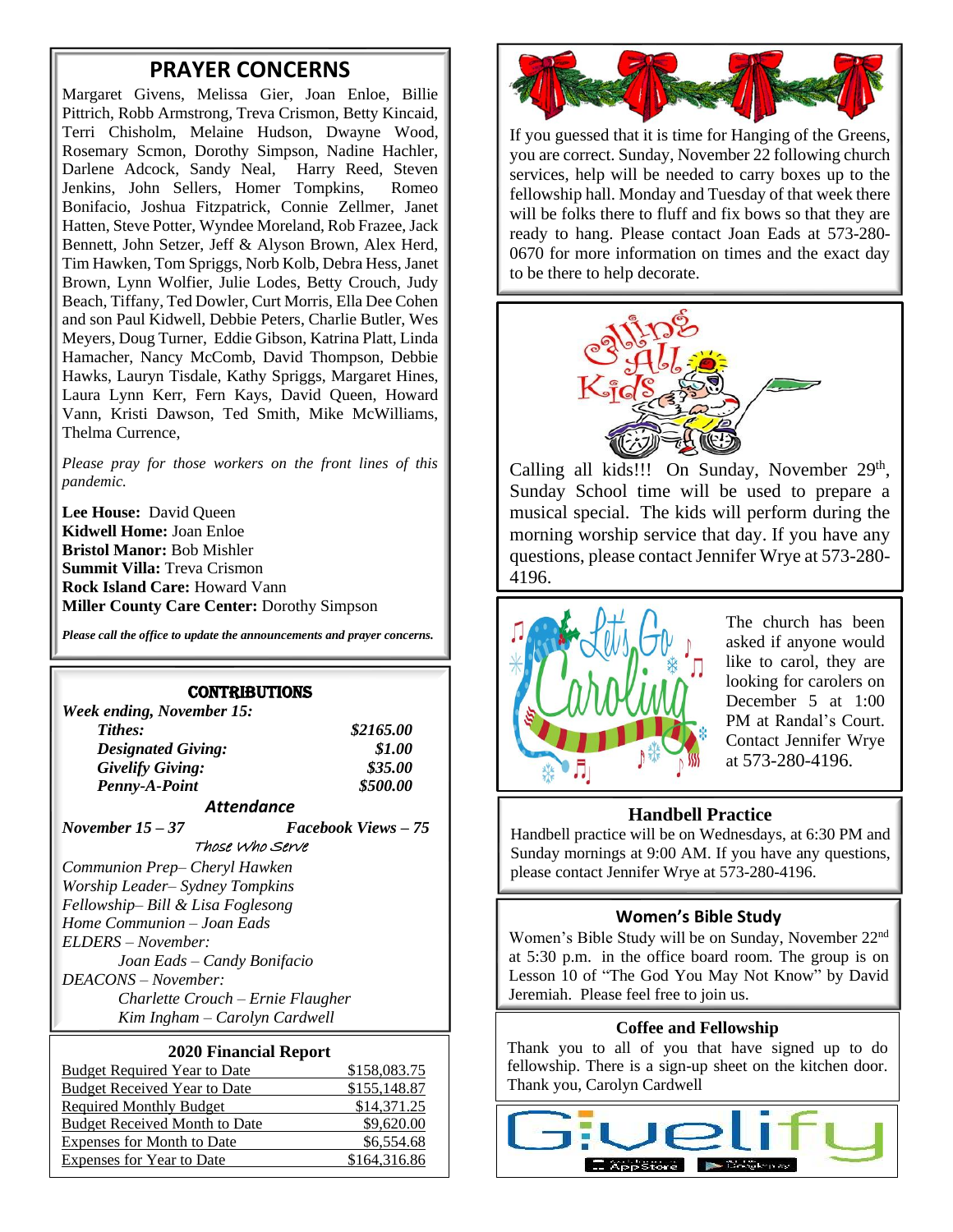## PRAYER CONCERNS

Margaret Givens, Melissa Gier, Joan Enloe, Billie Pittrich, Robb Armstrong, Treva Crismon, Betty Kincaid, Terri Chisholm, Melaine Hudson, Dwayne Wood, Rosemary Scmon, Dorothy Simpson, Nadine Hachler, Darlene Adcock, Sandy Neal, Harry Reed, Steven Jenkins, John Sellers, Homer Tompkins, Romeo Bonifacio, Joshua Fitzpatrick, Connie Zellmer, Janet Hatten, Steve Potter, Wyndee Moreland, Rob Frazee, Jack Bennett, John Setzer, Jeff & Alyson Brown, Alex Herd, Tim Hawken, Tom Spriggs, Norb Kolb, Debra Hess, Janet Brown, Lynn Wolfier, Julie Lodes, Betty Crouch, Judy Beach, Tiffany, Ted Dowler, Curt Morris, Ella Dee Cohen and son Paul Kidwell, Debbie Peters, Charlie Butler, Wes Meyers, Doug Turner, Eddie Gibson, Katrina Platt, Linda Hamacher, Nancy McComb, David Thompson, Debbie Hawks, Lauryn Tisdale, Kathy Spriggs, Margaret Hines, Laura Lynn Kerr, Fern Kays, David Queen, Howard Vann, Kristi Dawson, Ted Smith, Mike McWilliams, Thelma Currence,

*Please pray for those workers on the front lines of this pandemic.*

**Lee House:** David Queen
**Kidwell Home:** Joan Enloe
**Bristol Manor:** Bob Mishler
**Summit Villa:** Treva Crismon
**Rock Island Care:** Howard Vann
**Miller County Care Center:** Dorothy Simpson

***Please call the office to update the announcements and prayer concerns.***

### CONTRIBUTIONS

*Week ending, November 15:*

| | |
|---|---|
| ***Tithes:*** | ***$2165.00*** |
| ***Designated Giving:*** | ***$1.00*** |
| ***Givelify Giving:*** | ***$35.00*** |
| ***Penny-A-Point*** | ***$500.00*** |

### *Attendance*

*November 15 – 37* *Facebook Views – 75*

*Those Who Serve*

*Communion Prep– Cheryl Hawken*
*Worship Leader– Sydney Tompkins*
*Fellowship– Bill & Lisa Foglesong*
*Home Communion – Joan Eads*
*ELDERS – November:*
*Joan Eads – Candy Bonifacio*
*DEACONS – November:*
*Charlette Crouch – Ernie Flaugher*
*Kim Ingham – Carolyn Cardwell*

### 2020 Financial Report

| | |
|---|---|
| Budget Required Year to Date | $158,083.75 |
| Budget Received Year to Date | $155,148.87 |
| Required Monthly Budget | $14,371.25 |
| Budget Received Month to Date | $9,620.00 |
| Expenses for Month to Date | $6,554.68 |
| Expenses for Year to Date | $164,316.86 |

If you guessed that it is time for Hanging of the Greens, you are correct. Sunday, November 22 following church services, help will be needed to carry boxes up to the fellowship hall. Monday and Tuesday of that week there will be folks there to fluff and fix bows so that they are ready to hang. Please contact Joan Eads at 573-280-0670 for more information on times and the exact day to be there to help decorate.

Calling all kids!!! On Sunday, November 29th, Sunday School time will be used to prepare a musical special. The kids will perform during the morning worship service that day. If you have any questions, please contact Jennifer Wrye at 573-280-4196.

The church has been asked if anyone would like to carol, they are looking for carolers on December 5 at 1:00 PM at Randal's Court. Contact Jennifer Wrye at 573-280-4196.

### Handbell Practice

Handbell practice will be on Wednesdays, at 6:30 PM and Sunday mornings at 9:00 AM. If you have any questions, please contact Jennifer Wrye at 573-280-4196.

### Women's Bible Study

Women's Bible Study will be on Sunday, November 22nd at 5:30 p.m. in the office board room. The group is on Lesson 10 of "The God You May Not Know" by David Jeremiah. Please feel free to join us.

### Coffee and Fellowship

Thank you to all of you that have signed up to do fellowship. There is a sign-up sheet on the kitchen door. Thank you, Carolyn Cardwell

Givelify